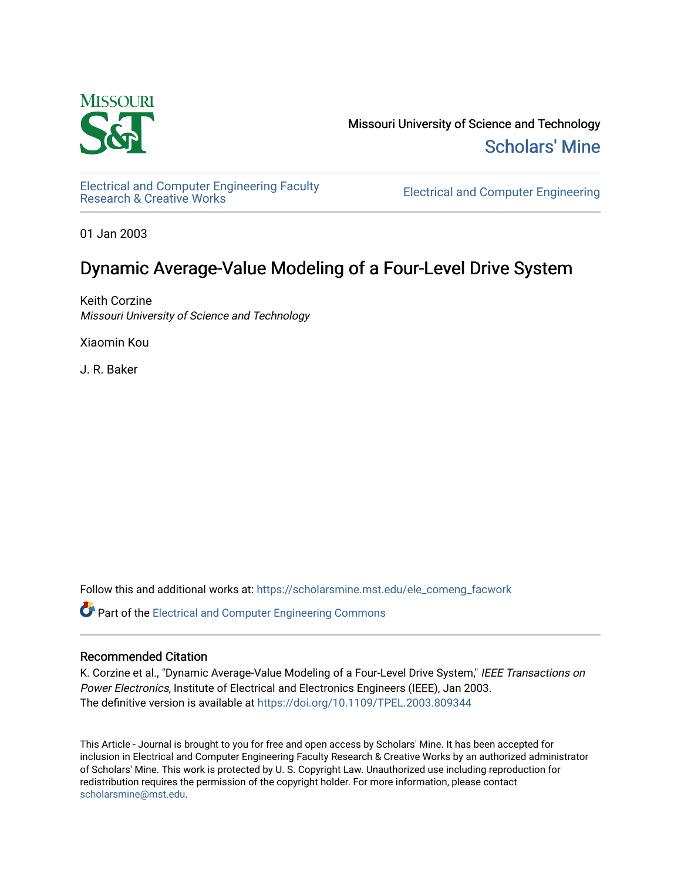Missouri University of Science and Technology

Scholars' Mine

Electrical and Computer Engineering Faculty Research & Creative Works

Electrical and Computer Engineering

01 Jan 2003

# Dynamic Average-Value Modeling of a Four-Level Drive System

Keith Corzine
*Missouri University of Science and Technology*

Xiaomin Kou

J. R. Baker

Follow this and additional works at: https://scholarsmine.mst.edu/ele_comeng_facwork

Part of the Electrical and Computer Engineering Commons

## Recommended Citation

K. Corzine et al., "Dynamic Average-Value Modeling of a Four-Level Drive System," *IEEE Transactions on Power Electronics*, Institute of Electrical and Electronics Engineers (IEEE), Jan 2003.
The definitive version is available at https://doi.org/10.1109/TPEL.2003.809344

This Article - Journal is brought to you for free and open access by Scholars' Mine. It has been accepted for inclusion in Electrical and Computer Engineering Faculty Research & Creative Works by an authorized administrator of Scholars' Mine. This work is protected by U. S. Copyright Law. Unauthorized use including reproduction for redistribution requires the permission of the copyright holder. For more information, please contact scholarsmine@mst.edu.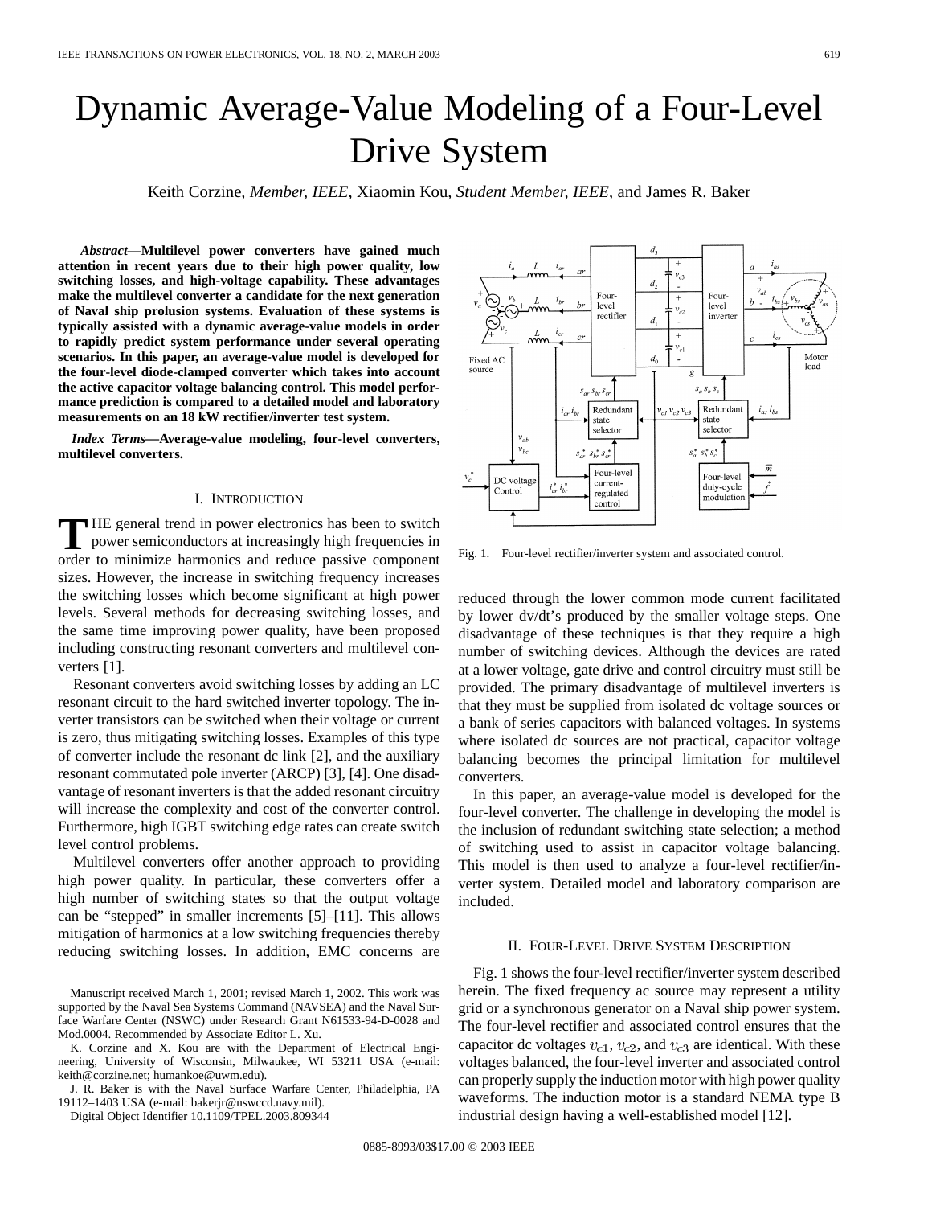# Dynamic Average-Value Modeling of a Four-Level Drive System

Keith Corzine, *Member, IEEE*, Xiaomin Kou, *Student Member, IEEE*, and James R. Baker

***Abstract*—Multilevel power converters have gained much attention in recent years due to their high power quality, low switching losses, and high-voltage capability. These advantages make the multilevel converter a candidate for the next generation of Naval ship prolusion systems. Evaluation of these systems is typically assisted with a dynamic average-value models in order to rapidly predict system performance under several operating scenarios. In this paper, an average-value model is developed for the four-level diode-clamped converter which takes into account the active capacitor voltage balancing control. This model performance prediction is compared to a detailed model and laboratory measurements on an 18 kW rectifier/inverter test system.**

***Index Terms*—Average-value modeling, four-level converters, multilevel converters.**

## I. INTRODUCTION

THE general trend in power electronics has been to switch power semiconductors at increasingly high frequencies in order to minimize harmonics and reduce passive component sizes. However, the increase in switching frequency increases the switching losses which become significant at high power levels. Several methods for decreasing switching losses, and the same time improving power quality, have been proposed including constructing resonant converters and multilevel converters [1].

Resonant converters avoid switching losses by adding an LC resonant circuit to the hard switched inverter topology. The inverter transistors can be switched when their voltage or current is zero, thus mitigating switching losses. Examples of this type of converter include the resonant dc link [2], and the auxiliary resonant commutated pole inverter (ARCP) [3], [4]. One disadvantage of resonant inverters is that the added resonant circuitry will increase the complexity and cost of the converter control. Furthermore, high IGBT switching edge rates can create switch level control problems.

Multilevel converters offer another approach to providing high power quality. In particular, these converters offer a high number of switching states so that the output voltage can be "stepped" in smaller increments [5]–[11]. This allows mitigation of harmonics at a low switching frequencies thereby reducing switching losses. In addition, EMC concerns are reduced through the lower common mode current facilitated by lower dv/dt's produced by the smaller voltage steps. One disadvantage of these techniques is that they require a high number of switching devices. Although the devices are rated at a lower voltage, gate drive and control circuitry must still be provided. The primary disadvantage of multilevel inverters is that they must be supplied from isolated dc voltage sources or a bank of series capacitors with balanced voltages. In systems where isolated dc sources are not practical, capacitor voltage balancing becomes the principal limitation for multilevel converters.

In this paper, an average-value model is developed for the four-level converter. The challenge in developing the model is the inclusion of redundant switching state selection; a method of switching used to assist in capacitor voltage balancing. This model is then used to analyze a four-level rectifier/inverter system. Detailed model and laboratory comparison are included.

Fig. 1. Four-level rectifier/inverter system and associated control.

## II. FOUR-LEVEL DRIVE SYSTEM DESCRIPTION

Fig. 1 shows the four-level rectifier/inverter system described herein. The fixed frequency ac source may represent a utility grid or a synchronous generator on a Naval ship power system. The four-level rectifier and associated control ensures that the capacitor dc voltages $v_{c1}$, $v_{c2}$, and $v_{c3}$ are identical. With these voltages balanced, the four-level inverter and associated control can properly supply the induction motor with high power quality waveforms. The induction motor is a standard NEMA type B industrial design having a well-established model [12].

Manuscript received March 1, 2001; revised March 1, 2002. This work was supported by the Naval Sea Systems Command (NAVSEA) and the Naval Surface Warfare Center (NSWC) under Research Grant N61533-94-D-0028 and Mod.0004. Recommended by Associate Editor L. Xu.

K. Corzine and X. Kou are with the Department of Electrical Engineering, University of Wisconsin, Milwaukee, WI 53211 USA (e-mail: keith@corzine.net; humankoe@uwm.edu).

J. R. Baker is with the Naval Surface Warfare Center, Philadelphia, PA 19112–1403 USA (e-mail: bakerjr@nswccd.navy.mil).

Digital Object Identifier 10.1109/TPEL.2003.809344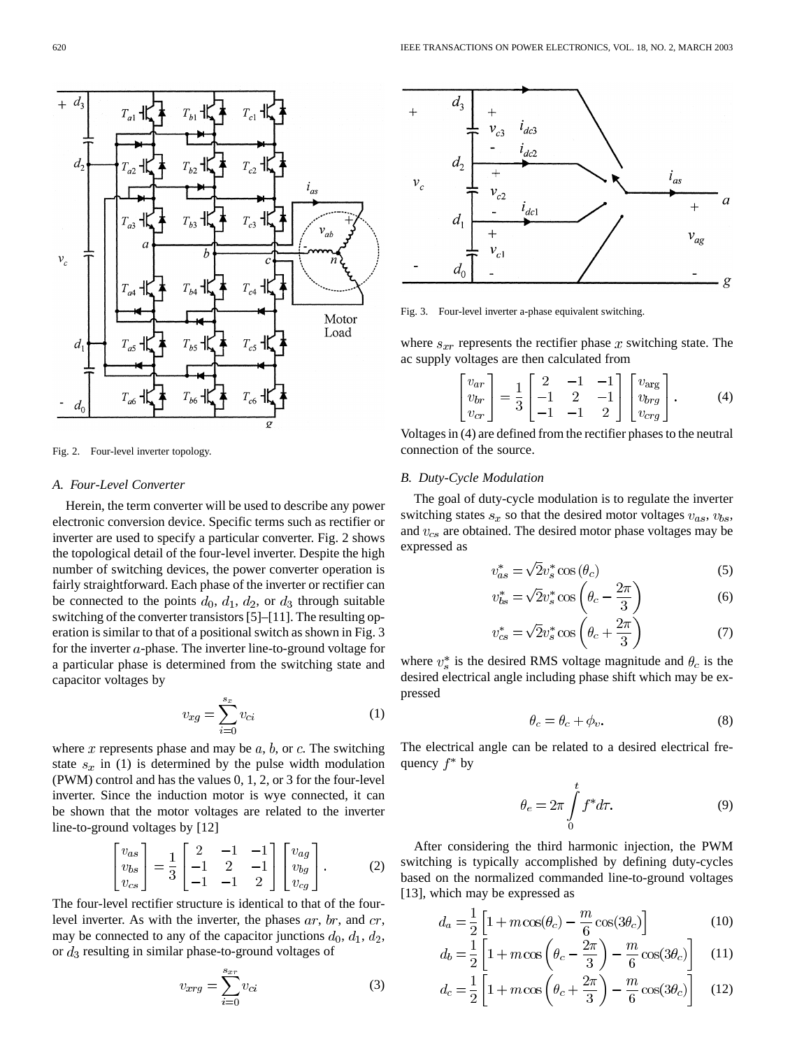Fig. 2. Four-level inverter topology.

### A. Four-Level Converter

Herein, the term converter will be used to describe any power electronic conversion device. Specific terms such as rectifier or inverter are used to specify a particular converter. Fig. 2 shows the topological detail of the four-level inverter. Despite the high number of switching devices, the power converter operation is fairly straightforward. Each phase of the inverter or rectifier can be connected to the points $d_0$, $d_1$, $d_2$, or $d_3$ through suitable switching of the converter transistors [5]–[11]. The resulting operation is similar to that of a positional switch as shown in Fig. 3 for the inverter $a$-phase. The inverter line-to-ground voltage for a particular phase is determined from the switching state and capacitor voltages by

$$v_{xg} = \sum_{i=0}^{s_x} v_{ci} \tag{1}$$

where $x$ represents phase and may be $a$, $b$, or $c$. The switching state $s_x$ in (1) is determined by the pulse width modulation (PWM) control and has the values 0, 1, 2, or 3 for the four-level inverter. Since the induction motor is wye connected, it can be shown that the motor voltages are related to the inverter line-to-ground voltages by [12]

$$\begin{bmatrix} v_{as} \\ v_{bs} \\ v_{cs} \end{bmatrix} = \frac{1}{3} \begin{bmatrix} 2 & -1 & -1 \\ -1 & 2 & -1 \\ -1 & -1 & 2 \end{bmatrix} \begin{bmatrix} v_{ag} \\ v_{bg} \\ v_{cg} \end{bmatrix}. \tag{2}$$

The four-level rectifier structure is identical to that of the four-level inverter. As with the inverter, the phases $ar$, $br$, and $cr$, may be connected to any of the capacitor junctions $d_0$, $d_1$, $d_2$, or $d_3$ resulting in similar phase-to-ground voltages of

$$v_{xrg} = \sum_{i=0}^{s_{xr}} v_{ci} \tag{3}$$

Fig. 3. Four-level inverter a-phase equivalent switching.

where $s_{xr}$ represents the rectifier phase $x$ switching state. The ac supply voltages are then calculated from

$$\begin{bmatrix} v_{ar} \\ v_{br} \\ v_{cr} \end{bmatrix} = \frac{1}{3} \begin{bmatrix} 2 & -1 & -1 \\ -1 & 2 & -1 \\ -1 & -1 & 2 \end{bmatrix} \begin{bmatrix} v_{arg} \\ v_{brg} \\ v_{crg} \end{bmatrix}. \tag{4}$$

Voltages in (4) are defined from the rectifier phases to the neutral connection of the source.

### B. Duty-Cycle Modulation

The goal of duty-cycle modulation is to regulate the inverter switching states $s_x$ so that the desired motor voltages $v_{as}$, $v_{bs}$, and $v_{cs}$ are obtained. The desired motor phase voltages may be expressed as

$$v_{as}^* = \sqrt{2} v_s^* \cos(\theta_c) \tag{5}$$

$$v_{bs}^* = \sqrt{2} v_s^* \cos\left(\theta_c - \frac{2\pi}{3}\right) \tag{6}$$

$$v_{cs}^* = \sqrt{2} v_s^* \cos\left(\theta_c + \frac{2\pi}{3}\right) \tag{7}$$

where $v_s^*$ is the desired RMS voltage magnitude and $\theta_c$ is the desired electrical angle including phase shift which may be expressed

$$\theta_c = \theta_c + \phi_v. \tag{8}$$

The electrical angle can be related to a desired electrical frequency $f^*$ by

$$\theta_e = 2\pi \int_0^t f^* d\tau. \tag{9}$$

After considering the third harmonic injection, the PWM switching is typically accomplished by defining duty-cycles based on the normalized commanded line-to-ground voltages [13], which may be expressed as

$$d_a = \frac{1}{2}\left[1 + m\cos(\theta_c) - \frac{m}{6}\cos(3\theta_c)\right] \tag{10}$$

$$d_b = \frac{1}{2}\left[1 + m\cos\left(\theta_c - \frac{2\pi}{3}\right) - \frac{m}{6}\cos(3\theta_c)\right] \tag{11}$$

$$d_c = \frac{1}{2}\left[1 + m\cos\left(\theta_c + \frac{2\pi}{3}\right) - \frac{m}{6}\cos(3\theta_c)\right] \tag{12}$$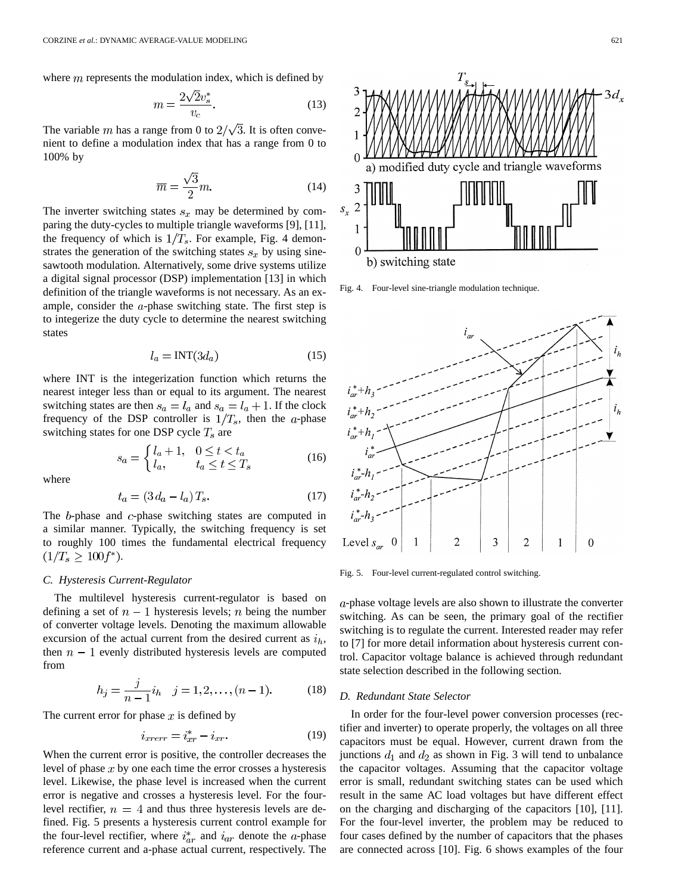where $m$ represents the modulation index, which is defined by

$$m = \frac{2\sqrt{2}v_s^*}{v_c}. \tag{13}$$

The variable $m$ has a range from 0 to $2/\sqrt{3}$. It is often convenient to define a modulation index that has a range from 0 to 100% by

$$\overline{m} = \frac{\sqrt{3}}{2}m. \tag{14}$$

The inverter switching states $s_x$ may be determined by comparing the duty-cycles to multiple triangle waveforms [9], [11], the frequency of which is $1/T_s$. For example, Fig. 4 demonstrates the generation of the switching states $s_x$ by using sine-sawtooth modulation. Alternatively, some drive systems utilize a digital signal processor (DSP) implementation [13] in which definition of the triangle waveforms is not necessary. As an example, consider the $a$-phase switching state. The first step is to integerize the duty cycle to determine the nearest switching states

$$l_a = \text{INT}(3d_a) \tag{15}$$

where INT is the integerization function which returns the nearest integer less than or equal to its argument. The nearest switching states are then $s_a = l_a$ and $s_a = l_a + 1$. If the clock frequency of the DSP controller is $1/T_s$, then the $a$-phase switching states for one DSP cycle $T_s$ are

$$s_a = \begin{cases} l_a + 1, & 0 \le t < t_a \\ l_a, & t_a \le t \le T_s \end{cases} \tag{16}$$

where

$$t_a = (3\,d_a - l_a)\,T_s. \tag{17}$$

The $b$-phase and $c$-phase switching states are computed in a similar manner. Typically, the switching frequency is set to roughly 100 times the fundamental electrical frequency $(1/T_s \ge 100f^*)$.

Fig. 4. Four-level sine-triangle modulation technique.

### C. Hysteresis Current-Regulator

The multilevel hysteresis current-regulator is based on defining a set of $n-1$ hysteresis levels; $n$ being the number of converter voltage levels. Denoting the maximum allowable excursion of the actual current from the desired current as $i_h$, then $n-1$ evenly distributed hysteresis levels are computed from

$$h_j = \frac{j}{n-1}i_h \quad j = 1, 2, \ldots, (n-1). \tag{18}$$

The current error for phase $x$ is defined by

$$i_{xrerr} = i_{xr}^* - i_{xr}. \tag{19}$$

When the current error is positive, the controller decreases the level of phase $x$ by one each time the error crosses a hysteresis level. Likewise, the phase level is increased when the current error is negative and crosses a hysteresis level. For the four-level rectifier, $n = 4$ and thus three hysteresis levels are defined. Fig. 5 presents a hysteresis current control example for the four-level rectifier, where $i_{ar}^*$ and $i_{ar}$ denote the $a$-phase reference current and a-phase actual current, respectively. The $a$-phase voltage levels are also shown to illustrate the converter switching. As can be seen, the primary goal of the rectifier switching is to regulate the current. Interested reader may refer to [7] for more detail information about hysteresis current control. Capacitor voltage balance is achieved through redundant state selection described in the following section.

Fig. 5. Four-level current-regulated control switching.

### D. Redundant State Selector

In order for the four-level power conversion processes (rectifier and inverter) to operate properly, the voltages on all three capacitors must be equal. However, current drawn from the junctions $d_1$ and $d_2$ as shown in Fig. 3 will tend to unbalance the capacitor voltages. Assuming that the capacitor voltage error is small, redundant switching states can be used which result in the same AC load voltages but have different effect on the charging and discharging of the capacitors [10], [11]. For the four-level inverter, the problem may be reduced to four cases defined by the number of capacitors that the phases are connected across [10]. Fig. 6 shows examples of the four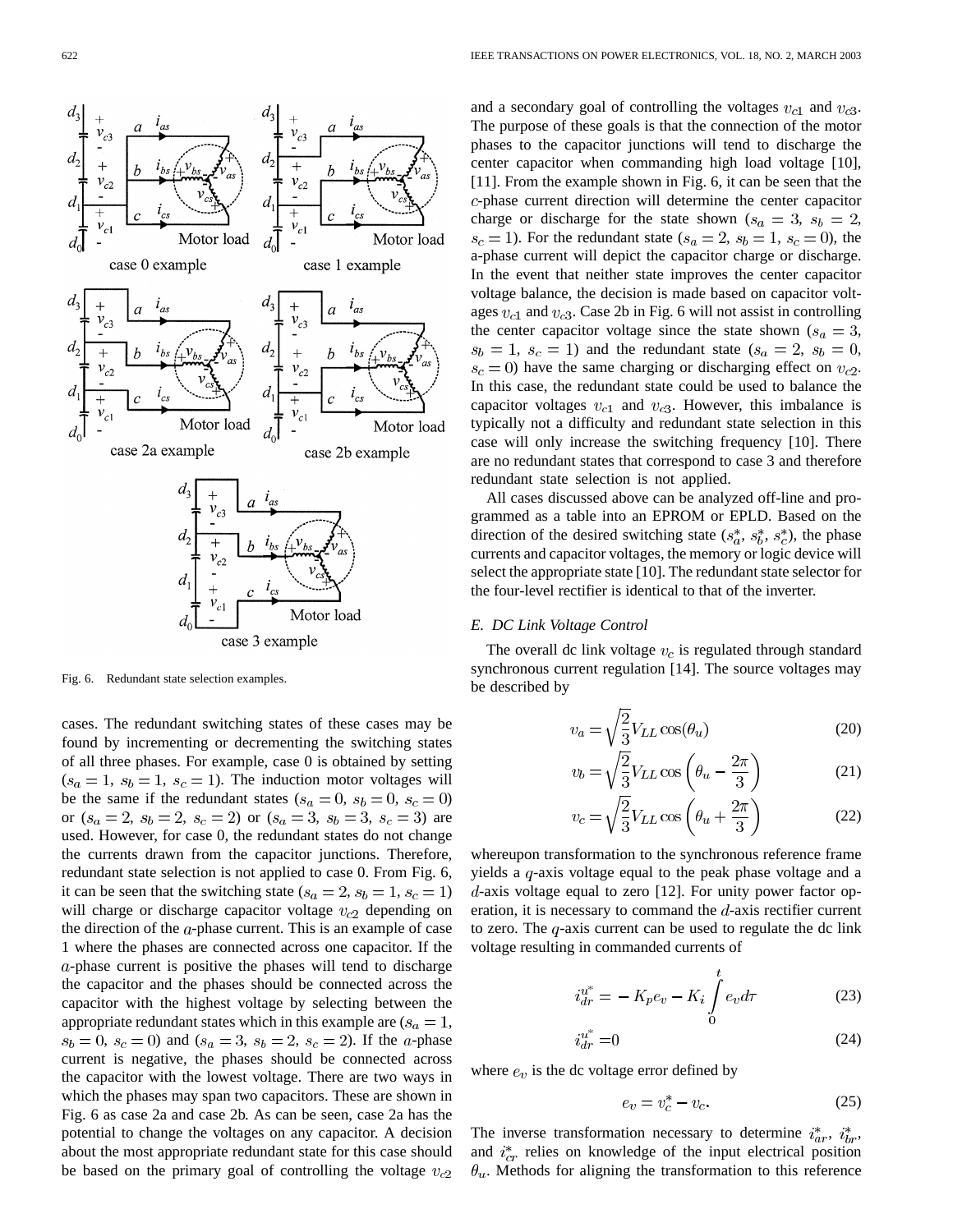Fig. 6. Redundant state selection examples.

cases. The redundant switching states of these cases may be found by incrementing or decrementing the switching states of all three phases. For example, case 0 is obtained by setting ($s_a = 1,\ s_b = 1,\ s_c = 1$). The induction motor voltages will be the same if the redundant states ($s_a = 0,\ s_b = 0,\ s_c = 0$) or ($s_a = 2,\ s_b = 2,\ s_c = 2$) or ($s_a = 3,\ s_b = 3,\ s_c = 3$) are used. However, for case 0, the redundant states do not change the currents drawn from the capacitor junctions. Therefore, redundant state selection is not applied to case 0. From Fig. 6, it can be seen that the switching state ($s_a = 2,\ s_b = 1,\ s_c = 1$) will charge or discharge capacitor voltage $v_{c2}$ depending on the direction of the $a$-phase current. This is an example of case 1 where the phases are connected across one capacitor. If the $a$-phase current is positive the phases will tend to discharge the capacitor and the phases should be connected across the capacitor with the highest voltage by selecting between the appropriate redundant states which in this example are ($s_a = 1,\ s_b = 0,\ s_c = 0$) and ($s_a = 3,\ s_b = 2,\ s_c = 2$). If the $a$-phase current is negative, the phases should be connected across the capacitor with the lowest voltage. There are two ways in which the phases may span two capacitors. These are shown in Fig. 6 as case 2a and case 2b. As can be seen, case 2a has the potential to change the voltages on any capacitor. A decision about the most appropriate redundant state for this case should be based on the primary goal of controlling the voltage $v_{c2}$ and a secondary goal of controlling the voltages $v_{c1}$ and $v_{c3}$. The purpose of these goals is that the connection of the motor phases to the capacitor junctions will tend to discharge the center capacitor when commanding high load voltage [10], [11]. From the example shown in Fig. 6, it can be seen that the $c$-phase current direction will determine the center capacitor charge or discharge for the state shown ($s_a = 3,\ s_b = 2,\ s_c = 1$). For the redundant state ($s_a = 2,\ s_b = 1,\ s_c = 0$), the a-phase current will depict the capacitor charge or discharge. In the event that neither state improves the center capacitor voltage balance, the decision is made based on capacitor voltages $v_{c1}$ and $v_{c3}$. Case 2b in Fig. 6 will not assist in controlling the center capacitor voltage since the state shown ($s_a = 3,\ s_b = 1,\ s_c = 1$) and the redundant state ($s_a = 2,\ s_b = 0,\ s_c = 0$) have the same charging or discharging effect on $v_{c2}$. In this case, the redundant state could be used to balance the capacitor voltages $v_{c1}$ and $v_{c3}$. However, this imbalance is typically not a difficulty and redundant state selection in this case will only increase the switching frequency [10]. There are no redundant states that correspond to case 3 and therefore redundant state selection is not applied.

All cases discussed above can be analyzed off-line and programmed as a table into an EPROM or EPLD. Based on the direction of the desired switching state ($s_a^*,\ s_b^*,\ s_c^*$), the phase currents and capacitor voltages, the memory or logic device will select the appropriate state [10]. The redundant state selector for the four-level rectifier is identical to that of the inverter.

### *E. DC Link Voltage Control*

The overall dc link voltage $v_c$ is regulated through standard synchronous current regulation [14]. The source voltages may be described by

$$v_a = \sqrt{\frac{2}{3}} V_{LL} \cos(\theta_u) \tag{20}$$

$$v_b = \sqrt{\frac{2}{3}} V_{LL} \cos\left(\theta_u - \frac{2\pi}{3}\right) \tag{21}$$

$$v_c = \sqrt{\frac{2}{3}} V_{LL} \cos\left(\theta_u + \frac{2\pi}{3}\right) \tag{22}$$

whereupon transformation to the synchronous reference frame yields a $q$-axis voltage equal to the peak phase voltage and a $d$-axis voltage equal to zero [12]. For unity power factor operation, it is necessary to command the $d$-axis rectifier current to zero. The $q$-axis current can be used to regulate the dc link voltage resulting in commanded currents of

$$i_{dr}^{u^*} = -K_p e_v - K_i \int_0^t e_v d\tau \tag{23}$$

$$i_{dr}^{u^*} = 0 \tag{24}$$

where $e_v$ is the dc voltage error defined by

$$e_v = v_c^* - v_c. \tag{25}$$

The inverse transformation necessary to determine $i_{ar}^*$, $i_{br}^*$, and $i_{cr}^*$ relies on knowledge of the input electrical position $\theta_u$. Methods for aligning the transformation to this reference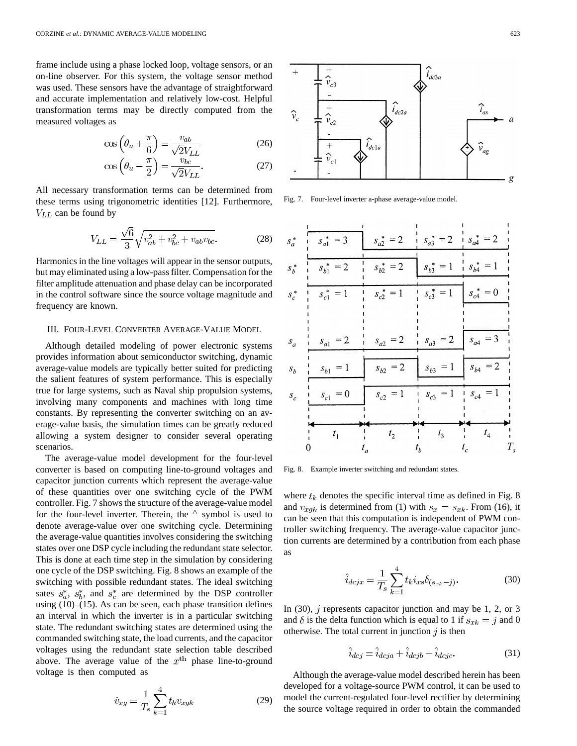frame include using a phase locked loop, voltage sensors, or an on-line observer. For this system, the voltage sensor method was used. These sensors have the advantage of straightforward and accurate implementation and relatively low-cost. Helpful transformation terms may be directly computed from the measured voltages as

$$\cos\left(\theta_u + \frac{\pi}{6}\right) = \frac{v_{ab}}{\sqrt{2}V_{LL}} \tag{26}$$

$$\cos\left(\theta_u - \frac{\pi}{2}\right) = \frac{v_{bc}}{\sqrt{2}V_{LL}}. \tag{27}$$

All necessary transformation terms can be determined from these terms using trigonometric identities [12]. Furthermore, $V_{LL}$ can be found by

$$V_{LL} = \frac{\sqrt{6}}{3}\sqrt{v_{ab}^2 + v_{bc}^2 + v_{ab}v_{bc}}. \tag{28}$$

Harmonics in the line voltages will appear in the sensor outputs, but may eliminated using a low-pass filter. Compensation for the filter amplitude attenuation and phase delay can be incorporated in the control software since the source voltage magnitude and frequency are known.

## III. Four-Level Converter Average-Value Model

Although detailed modeling of power electronic systems provides information about semiconductor switching, dynamic average-value models are typically better suited for predicting the salient features of system performance. This is especially true for large systems, such as Naval ship propulsion systems, involving many components and machines with long time constants. By representing the converter switching on an average-value basis, the simulation times can be greatly reduced allowing a system designer to consider several operating scenarios.

The average-value model development for the four-level converter is based on computing line-to-ground voltages and capacitor junction currents which represent the average-value of these quantities over one switching cycle of the PWM controller. Fig. 7 shows the structure of the average-value model for the four-level inverter. Therein, the ^ symbol is used to denote average-value over one switching cycle. Determining the average-value quantities involves considering the switching states over one DSP cycle including the redundant state selector. This is done at each time step in the simulation by considering one cycle of the DSP switching. Fig. 8 shows an example of the switching with possible redundant states. The ideal switching sates $s_a^*$, $s_b^*$, and $s_c^*$ are determined by the DSP controller using (10)–(15). As can be seen, each phase transition defines an interval in which the inverter is in a particular switching state. The redundant switching states are determined using the commanded switching state, the load currents, and the capacitor voltages using the redundant state selection table described above. The average value of the $x^{\text{th}}$ phase line-to-ground voltage is then computed as

$$\hat{v}_{xg} = \frac{1}{T_s}\sum_{k=1}^{4} t_k v_{xgk} \tag{29}$$

Fig. 7. Four-level inverter a-phase average-value model.

Fig. 8. Example inverter switching and redundant states.

where $t_k$ denotes the specific interval time as defined in Fig. 8 and $v_{xgk}$ is determined from (1) with $s_x = s_{xk}$. From (16), it can be seen that this computation is independent of PWM controller switching frequency. The average-value capacitor junction currents are determined by a contribution from each phase as

$$\hat{i}_{dcjx} = \frac{1}{T_s}\sum_{k=1}^{4} t_k i_{xs}\delta_{(s_{xk}-j)}. \tag{30}$$

In (30), $j$ represents capacitor junction and may be 1, 2, or 3 and $\delta$ is the delta function which is equal to 1 if $s_{xk} = j$ and 0 otherwise. The total current in junction $j$ is then

$$\hat{i}_{dcj} = \hat{i}_{dcja} + \hat{i}_{dcjb} + \hat{i}_{dcjc}. \tag{31}$$

Although the average-value model described herein has been developed for a voltage-source PWM control, it can be used to model the current-regulated four-level rectifier by determining the source voltage required in order to obtain the commanded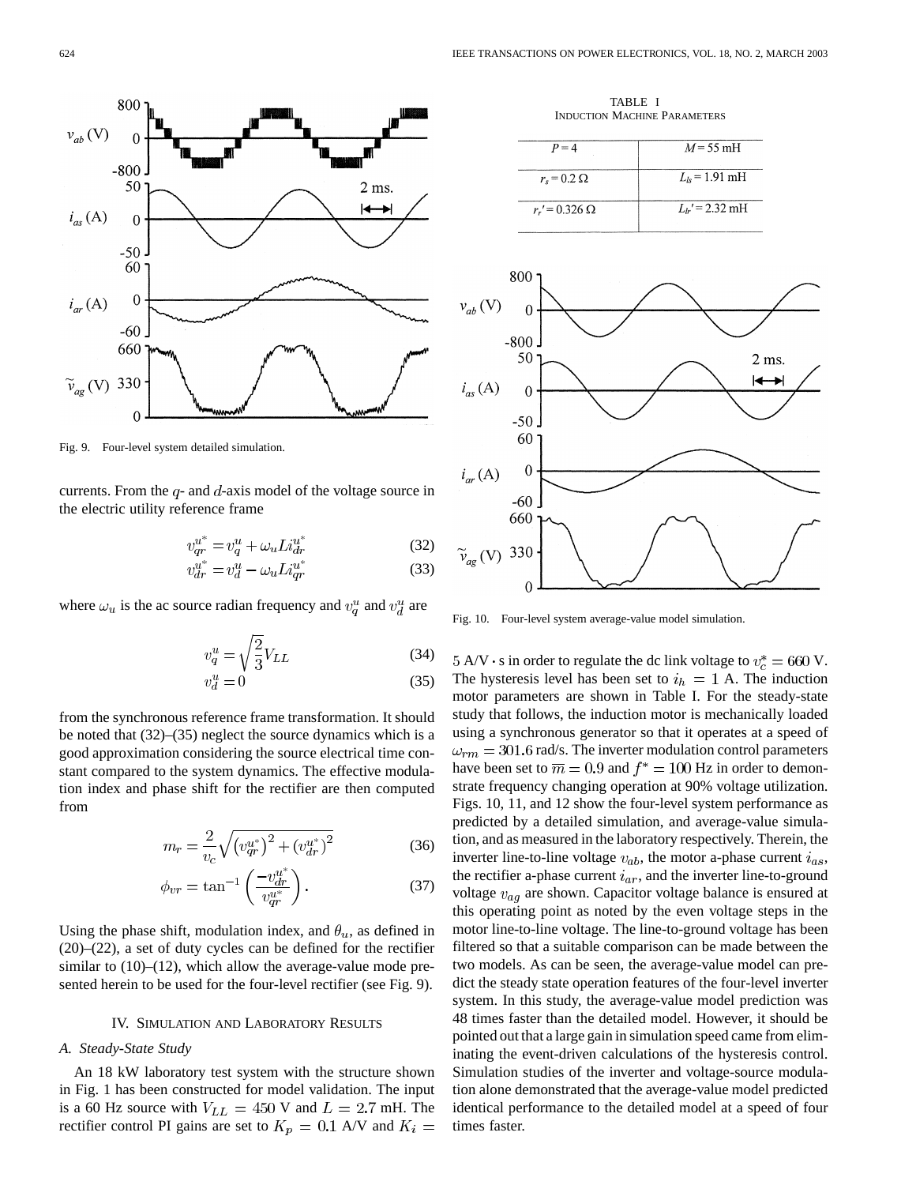Fig. 9. Four-level system detailed simulation.

currents. From the $q$- and $d$-axis model of the voltage source in the electric utility reference frame

$$v_{qr}^{u^*} = v_q^u + \omega_u L i_{dr}^{u^*} \tag{32}$$

$$v_{dr}^{u^*} = v_d^u - \omega_u L i_{qr}^{u^*} \tag{33}$$

where $\omega_u$ is the ac source radian frequency and $v_q^u$ and $v_d^u$ are

$$v_q^u = \sqrt{\frac{2}{3}} V_{LL} \tag{34}$$

$$v_d^u = 0 \tag{35}$$

from the synchronous reference frame transformation. It should be noted that (32)–(35) neglect the source dynamics which is a good approximation considering the source electrical time constant compared to the system dynamics. The effective modulation index and phase shift for the rectifier are then computed from

$$m_r = \frac{2}{v_c}\sqrt{\left(v_{qr}^{u^*}\right)^2 + \left(v_{dr}^{u^*}\right)^2} \tag{36}$$

$$\phi_{vr} = \tan^{-1}\left(\frac{-v_{dr}^{u^*}}{v_{qr}^{u^*}}\right). \tag{37}$$

Using the phase shift, modulation index, and $\theta_u$, as defined in (20)–(22), a set of duty cycles can be defined for the rectifier similar to (10)–(12), which allow the average-value mode presented herein to be used for the four-level rectifier (see Fig. 9).

## IV. Simulation and Laboratory Results

### A. Steady-State Study

An 18 kW laboratory test system with the structure shown in Fig. 1 has been constructed for model validation. The input is a 60 Hz source with $V_{LL} = 450$ V and $L = 2.7$ mH. The rectifier control PI gains are set to $K_p = 0.1$ A/V and $K_i = 5$ A/V $\cdot$ s in order to regulate the dc link voltage to $v_c^* = 660$ V. The hysteresis level has been set to $i_h = 1$ A. The induction motor parameters are shown in Table I. For the steady-state study that follows, the induction motor is mechanically loaded using a synchronous generator so that it operates at a speed of $\omega_{rm} = 301.6$ rad/s. The inverter modulation control parameters have been set to $\overline{m} = 0.9$ and $f^* = 100$ Hz in order to demonstrate frequency changing operation at 90% voltage utilization. Figs. 10, 11, and 12 show the four-level system performance as predicted by a detailed simulation, and average-value simulation, and as measured in the laboratory respectively. Therein, the inverter line-to-line voltage $v_{ab}$, the motor a-phase current $i_{as}$, the rectifier a-phase current $i_{ar}$, and the inverter line-to-ground voltage $v_{ag}$ are shown. Capacitor voltage balance is ensured at this operating point as noted by the even voltage steps in the motor line-to-line voltage. The line-to-ground voltage has been filtered so that a suitable comparison can be made between the two models. As can be seen, the average-value model can predict the steady state operation features of the four-level inverter system. In this study, the average-value model prediction was 48 times faster than the detailed model. However, it should be pointed out that a large gain in simulation speed came from eliminating the event-driven calculations of the hysteresis control. Simulation studies of the inverter and voltage-source modulation alone demonstrated that the average-value model predicted identical performance to the detailed model at a speed of four times faster.

TABLE I
INDUCTION MACHINE PARAMETERS

| | |
|---|---|
| $P = 4$ | $M = 55$ mH |
| $r_s = 0.2\ \Omega$ | $L_{ls} = 1.91$ mH |
| $r_r' = 0.326\ \Omega$ | $L_{lr}' = 2.32$ mH |

Fig. 10. Four-level system average-value model simulation.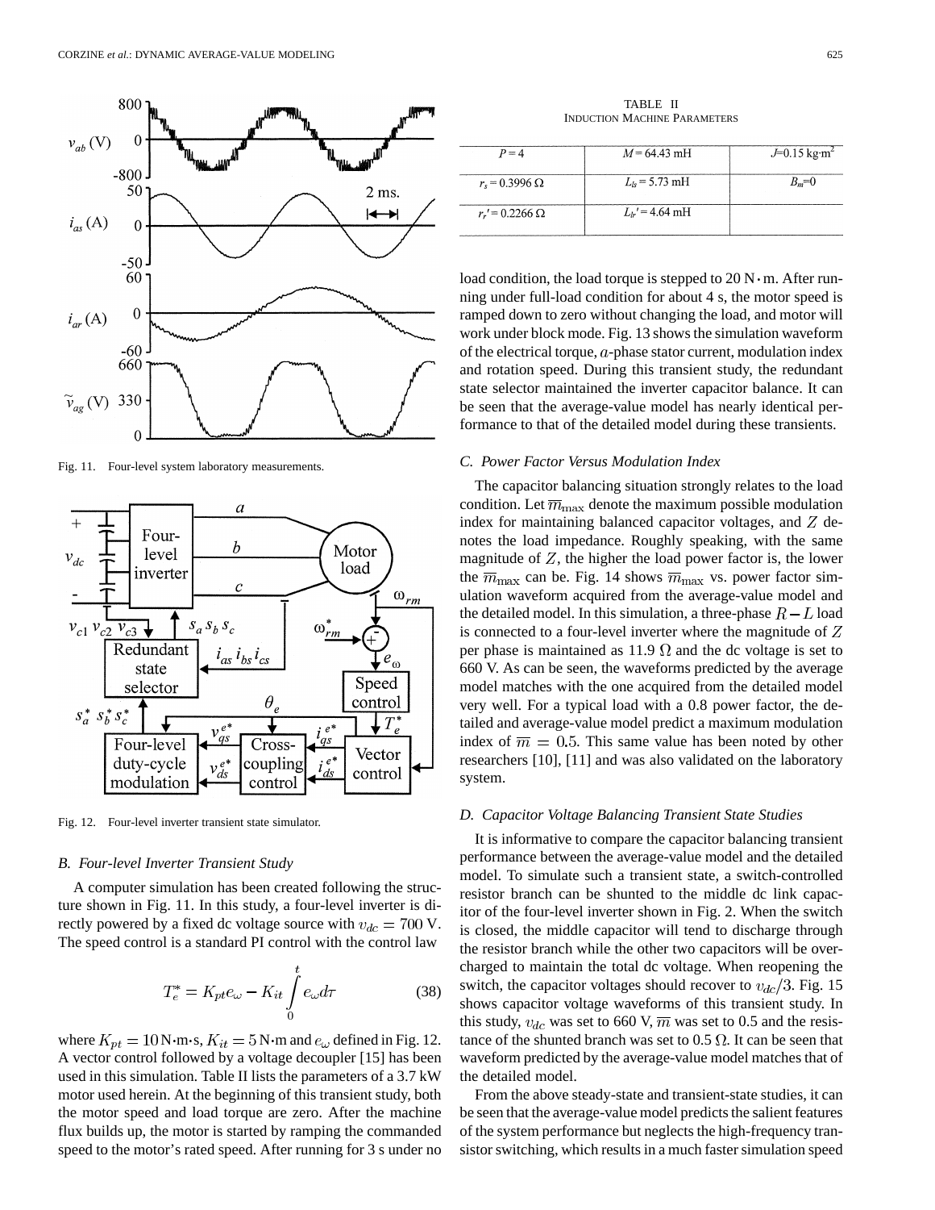Fig. 11. Four-level system laboratory measurements.

Fig. 12. Four-level inverter transient state simulator.

### B. Four-level Inverter Transient Study

A computer simulation has been created following the structure shown in Fig. 11. In this study, a four-level inverter is directly powered by a fixed dc voltage source with $v_{dc} = 700$ V. The speed control is a standard PI control with the control law

$$T_e^* = K_{pt} e_\omega - K_{it} \int_0^t e_\omega d\tau \tag{38}$$

where $K_{pt} = 10$ N·m·s, $K_{it} = 5$ N·m and $e_\omega$ defined in Fig. 12. A vector control followed by a voltage decoupler [15] has been used in this simulation. Table II lists the parameters of a 3.7 kW motor used herein. At the beginning of this transient study, both the motor speed and load torque are zero. After the machine flux builds up, the motor is started by ramping the commanded speed to the motor's rated speed. After running for 3 s under no load condition, the load torque is stepped to 20 N·m. After running under full-load condition for about 4 s, the motor speed is ramped down to zero without changing the load, and motor will work under block mode. Fig. 13 shows the simulation waveform of the electrical torque, $a$-phase stator current, modulation index and rotation speed. During this transient study, the redundant state selector maintained the inverter capacitor balance. It can be seen that the average-value model has nearly identical performance to that of the detailed model during these transients.

TABLE II
INDUCTION MACHINE PARAMETERS

| | | |
|---|---|---|
| $P = 4$ | $M = 64.43$ mH | $J$=0.15 kg·m$^2$ |
| $r_s = 0.3996\ \Omega$ | $L_{ls} = 5.73$ mH | $B_m$=0 |
| $r_r' = 0.2266\ \Omega$ | $L_{lr}' = 4.64$ mH | |

### C. Power Factor Versus Modulation Index

The capacitor balancing situation strongly relates to the load condition. Let $\overline{m}_{\max}$ denote the maximum possible modulation index for maintaining balanced capacitor voltages, and $Z$ denotes the load impedance. Roughly speaking, with the same magnitude of $Z$, the higher the load power factor is, the lower the $\overline{m}_{\max}$ can be. Fig. 14 shows $\overline{m}_{\max}$ vs. power factor simulation waveform acquired from the average-value model and the detailed model. In this simulation, a three-phase $R - L$ load is connected to a four-level inverter where the magnitude of $Z$ per phase is maintained as 11.9 $\Omega$ and the dc voltage is set to 660 V. As can be seen, the waveforms predicted by the average model matches with the one acquired from the detailed model very well. For a typical load with a 0.8 power factor, the detailed and average-value model predict a maximum modulation index of $\overline{m} = 0.5$. This same value has been noted by other researchers [10], [11] and was also validated on the laboratory system.

### D. Capacitor Voltage Balancing Transient State Studies

It is informative to compare the capacitor balancing transient performance between the average-value model and the detailed model. To simulate such a transient state, a switch-controlled resistor branch can be shunted to the middle dc link capacitor of the four-level inverter shown in Fig. 2. When the switch is closed, the middle capacitor will tend to discharge through the resistor branch while the other two capacitors will be overcharged to maintain the total dc voltage. When reopening the switch, the capacitor voltages should recover to $v_{dc}/3$. Fig. 15 shows capacitor voltage waveforms of this transient study. In this study, $v_{dc}$ was set to 660 V, $\overline{m}$ was set to 0.5 and the resistance of the shunted branch was set to 0.5 $\Omega$. It can be seen that waveform predicted by the average-value model matches that of the detailed model.

From the above steady-state and transient-state studies, it can be seen that the average-value model predicts the salient features of the system performance but neglects the high-frequency transistor switching, which results in a much faster simulation speed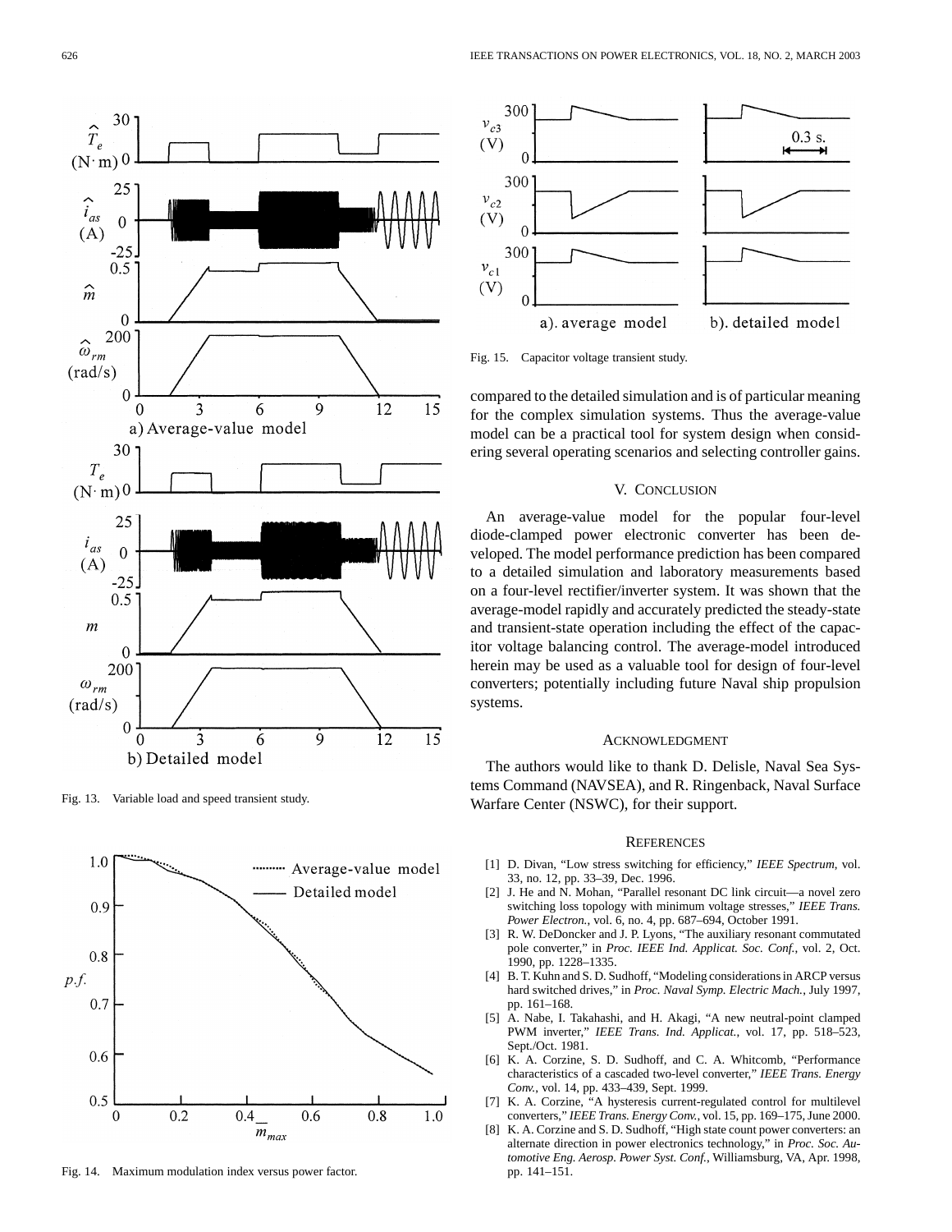Fig. 13. Variable load and speed transient study.

Fig. 14. Maximum modulation index versus power factor.

Fig. 15. Capacitor voltage transient study.

compared to the detailed simulation and is of particular meaning for the complex simulation systems. Thus the average-value model can be a practical tool for system design when considering several operating scenarios and selecting controller gains.

## V. Conclusion

An average-value model for the popular four-level diode-clamped power electronic converter has been developed. The model performance prediction has been compared to a detailed simulation and laboratory measurements based on a four-level rectifier/inverter system. It was shown that the average-model rapidly and accurately predicted the steady-state and transient-state operation including the effect of the capacitor voltage balancing control. The average-model introduced herein may be used as a valuable tool for design of four-level converters; potentially including future Naval ship propulsion systems.

## Acknowledgment

The authors would like to thank D. Delisle, Naval Sea Systems Command (NAVSEA), and R. Ringenback, Naval Surface Warfare Center (NSWC), for their support.

## References

[1] D. Divan, "Low stress switching for efficiency," *IEEE Spectrum*, vol. 33, no. 12, pp. 33–39, Dec. 1996.

[2] J. He and N. Mohan, "Parallel resonant DC link circuit—a novel zero switching loss topology with minimum voltage stresses," *IEEE Trans. Power Electron.*, vol. 6, no. 4, pp. 687–694, October 1991.

[3] R. W. DeDoncker and J. P. Lyons, "The auxiliary resonant commutated pole converter," in *Proc. IEEE Ind. Applicat. Soc. Conf.*, vol. 2, Oct. 1990, pp. 1228–1335.

[4] B. T. Kuhn and S. D. Sudhoff, "Modeling considerations in ARCP versus hard switched drives," in *Proc. Naval Symp. Electric Mach.*, July 1997, pp. 161–168.

[5] A. Nabe, I. Takahashi, and H. Akagi, "A new neutral-point clamped PWM inverter," *IEEE Trans. Ind. Applicat.*, vol. 17, pp. 518–523, Sept./Oct. 1981.

[6] K. A. Corzine, S. D. Sudhoff, and C. A. Whitcomb, "Performance characteristics of a cascaded two-level converter," *IEEE Trans. Energy Conv.*, vol. 14, pp. 433–439, Sept. 1999.

[7] K. A. Corzine, "A hysteresis current-regulated control for multilevel converters," *IEEE Trans. Energy Conv.*, vol. 15, pp. 169–175, June 2000.

[8] K. A. Corzine and S. D. Sudhoff, "High state count power converters: an alternate direction in power electronics technology," in *Proc. Soc. Automotive Eng. Aerosp. Power Syst. Conf.*, Williamsburg, VA, Apr. 1998, pp. 141–151.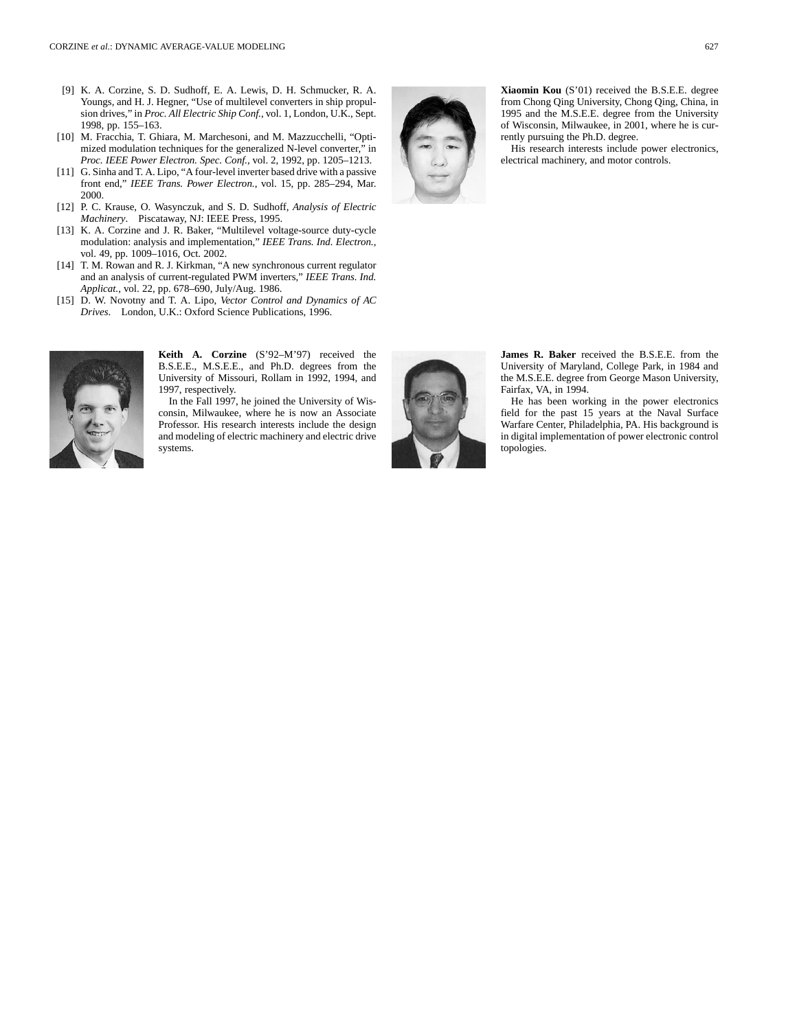[9] K. A. Corzine, S. D. Sudhoff, E. A. Lewis, D. H. Schmucker, R. A. Youngs, and H. J. Hegner, "Use of multilevel converters in ship propulsion drives," in *Proc. All Electric Ship Conf.*, vol. 1, London, U.K., Sept. 1998, pp. 155–163.

[10] M. Fracchia, T. Ghiara, M. Marchesoni, and M. Mazzucchelli, "Optimized modulation techniques for the generalized N-level converter," in *Proc. IEEE Power Electron. Spec. Conf.*, vol. 2, 1992, pp. 1205–1213.

[11] G. Sinha and T. A. Lipo, "A four-level inverter based drive with a passive front end," *IEEE Trans. Power Electron.*, vol. 15, pp. 285–294, Mar. 2000.

[12] P. C. Krause, O. Wasynczuk, and S. D. Sudhoff, *Analysis of Electric Machinery*. Piscataway, NJ: IEEE Press, 1995.

[13] K. A. Corzine and J. R. Baker, "Multilevel voltage-source duty-cycle modulation: analysis and implementation," *IEEE Trans. Ind. Electron.*, vol. 49, pp. 1009–1016, Oct. 2002.

[14] T. M. Rowan and R. J. Kirkman, "A new synchronous current regulator and an analysis of current-regulated PWM inverters," *IEEE Trans. Ind. Applicat.*, vol. 22, pp. 678–690, July/Aug. 1986.

[15] D. W. Novotny and T. A. Lipo, *Vector Control and Dynamics of AC Drives*. London, U.K.: Oxford Science Publications, 1996.

**Keith A. Corzine** (S'92–M'97) received the B.S.E.E., M.S.E.E., and Ph.D. degrees from the University of Missouri, Rollam in 1992, 1994, and 1997, respectively.

In the Fall 1997, he joined the University of Wisconsin, Milwaukee, where he is now an Associate Professor. His research interests include the design and modeling of electric machinery and electric drive systems.

**Xiaomin Kou** (S'01) received the B.S.E.E. degree from Chong Qing University, Chong Qing, China, in 1995 and the M.S.E.E. degree from the University of Wisconsin, Milwaukee, in 2001, where he is currently pursuing the Ph.D. degree.

His research interests include power electronics, electrical machinery, and motor controls.

**James R. Baker** received the B.S.E.E. from the University of Maryland, College Park, in 1984 and the M.S.E.E. degree from George Mason University, Fairfax, VA, in 1994.

He has been working in the power electronics field for the past 15 years at the Naval Surface Warfare Center, Philadelphia, PA. His background is in digital implementation of power electronic control topologies.